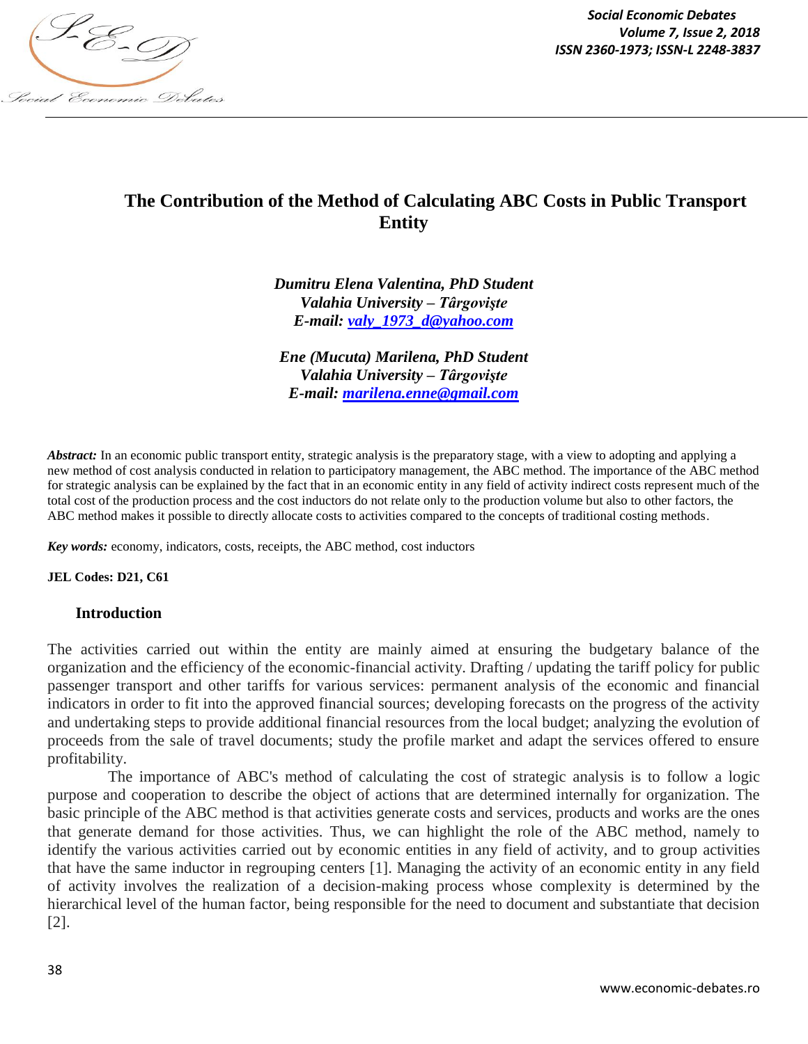# The Contribution of the Method of Calculating ABC Costs in Public Transport Entity

***Dumitru Elena Valentina, PhD Student***
***Valahia University – Târgovişte***
***E-mail: [valy_1973_d@yahoo.com](mailto:valy_1973_d@yahoo.com)***

***Ene (Mucuta) Marilena, PhD Student***
***Valahia University – Târgovişte***
***E-mail: [marilena.enne@gmail.com](mailto:marilena.enne@gmail.com)***

***Abstract:*** In an economic public transport entity, strategic analysis is the preparatory stage, with a view to adopting and applying a new method of cost analysis conducted in relation to participatory management, the ABC method. The importance of the ABC method for strategic analysis can be explained by the fact that in an economic entity in any field of activity indirect costs represent much of the total cost of the production process and the cost inductors do not relate only to the production volume but also to other factors, the ABC method makes it possible to directly allocate costs to activities compared to the concepts of traditional costing methods.

***Key words:*** economy, indicators, costs, receipts, the ABC method, cost inductors

**JEL Codes: D21, C61**

## Introduction

The activities carried out within the entity are mainly aimed at ensuring the budgetary balance of the organization and the efficiency of the economic-financial activity. Drafting / updating the tariff policy for public passenger transport and other tariffs for various services: permanent analysis of the economic and financial indicators in order to fit into the approved financial sources; developing forecasts on the progress of the activity and undertaking steps to provide additional financial resources from the local budget; analyzing the evolution of proceeds from the sale of travel documents; study the profile market and adapt the services offered to ensure profitability.

The importance of ABC's method of calculating the cost of strategic analysis is to follow a logic purpose and cooperation to describe the object of actions that are determined internally for organization. The basic principle of the ABC method is that activities generate costs and services, products and works are the ones that generate demand for those activities. Thus, we can highlight the role of the ABC method, namely to identify the various activities carried out by economic entities in any field of activity, and to group activities that have the same inductor in regrouping centers [1]. Managing the activity of an economic entity in any field of activity involves the realization of a decision-making process whose complexity is determined by the hierarchical level of the human factor, being responsible for the need to document and substantiate that decision [2].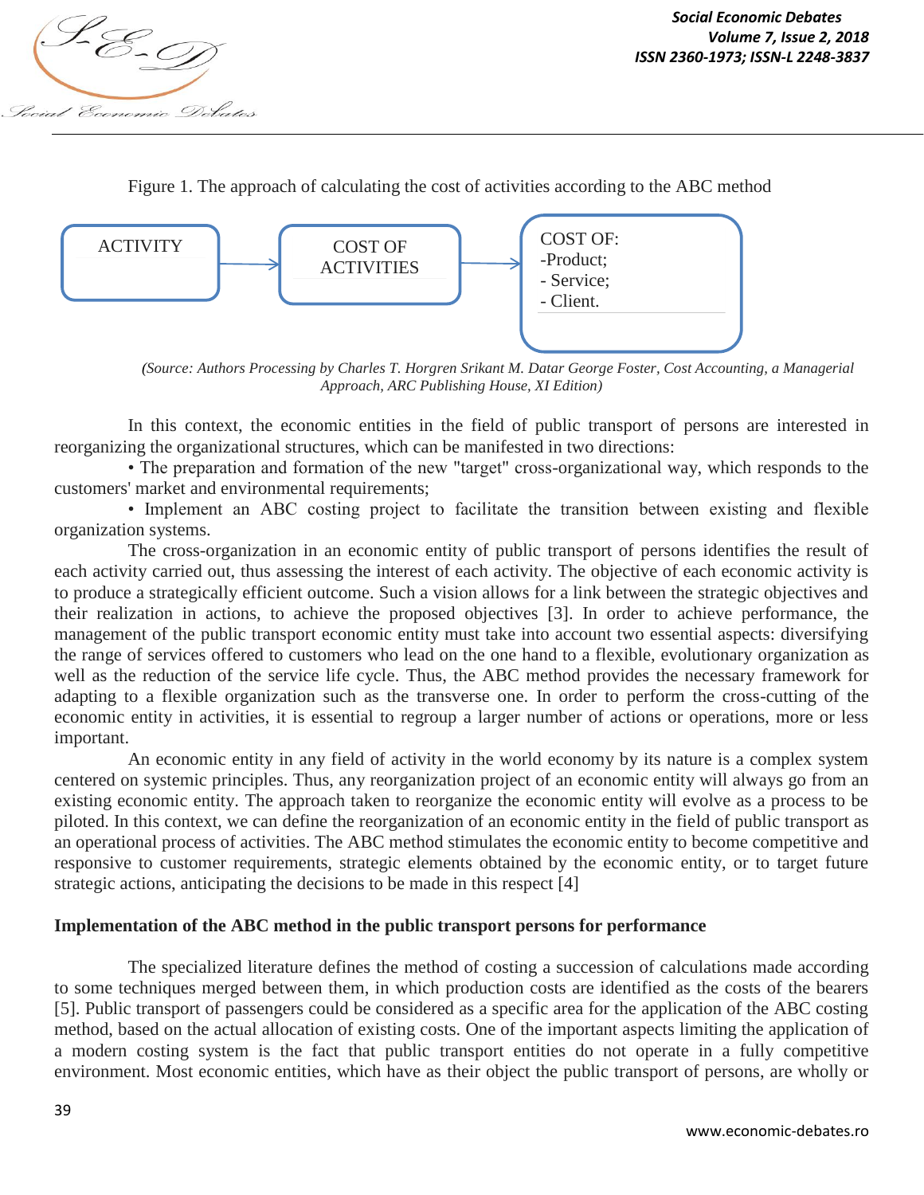Figure 1. The approach of calculating the cost of activities according to the ABC method

ACTIVITY → COST OF ACTIVITIES → COST OF: -Product; - Service; - Client.

*(Source: Authors Processing by Charles T. Horgren Srikant M. Datar George Foster, Cost Accounting, a Managerial Approach, ARC Publishing House, XI Edition)*

In this context, the economic entities in the field of public transport of persons are interested in reorganizing the organizational structures, which can be manifested in two directions:

- The preparation and formation of the new "target" cross-organizational way, which responds to the customers' market and environmental requirements;
- Implement an ABC costing project to facilitate the transition between existing and flexible organization systems.

The cross-organization in an economic entity of public transport of persons identifies the result of each activity carried out, thus assessing the interest of each activity. The objective of each economic activity is to produce a strategically efficient outcome. Such a vision allows for a link between the strategic objectives and their realization in actions, to achieve the proposed objectives [3]. In order to achieve performance, the management of the public transport economic entity must take into account two essential aspects: diversifying the range of services offered to customers who lead on the one hand to a flexible, evolutionary organization as well as the reduction of the service life cycle. Thus, the ABC method provides the necessary framework for adapting to a flexible organization such as the transverse one. In order to perform the cross-cutting of the economic entity in activities, it is essential to regroup a larger number of actions or operations, more or less important.

An economic entity in any field of activity in the world economy by its nature is a complex system centered on systemic principles. Thus, any reorganization project of an economic entity will always go from an existing economic entity. The approach taken to reorganize the economic entity will evolve as a process to be piloted. In this context, we can define the reorganization of an economic entity in the field of public transport as an operational process of activities. The ABC method stimulates the economic entity to become competitive and responsive to customer requirements, strategic elements obtained by the economic entity, or to target future strategic actions, anticipating the decisions to be made in this respect [4]

## Implementation of the ABC method in the public transport persons for performance

The specialized literature defines the method of costing a succession of calculations made according to some techniques merged between them, in which production costs are identified as the costs of the bearers [5]. Public transport of passengers could be considered as a specific area for the application of the ABC costing method, based on the actual allocation of existing costs. One of the important aspects limiting the application of a modern costing system is the fact that public transport entities do not operate in a fully competitive environment. Most economic entities, which have as their object the public transport of persons, are wholly or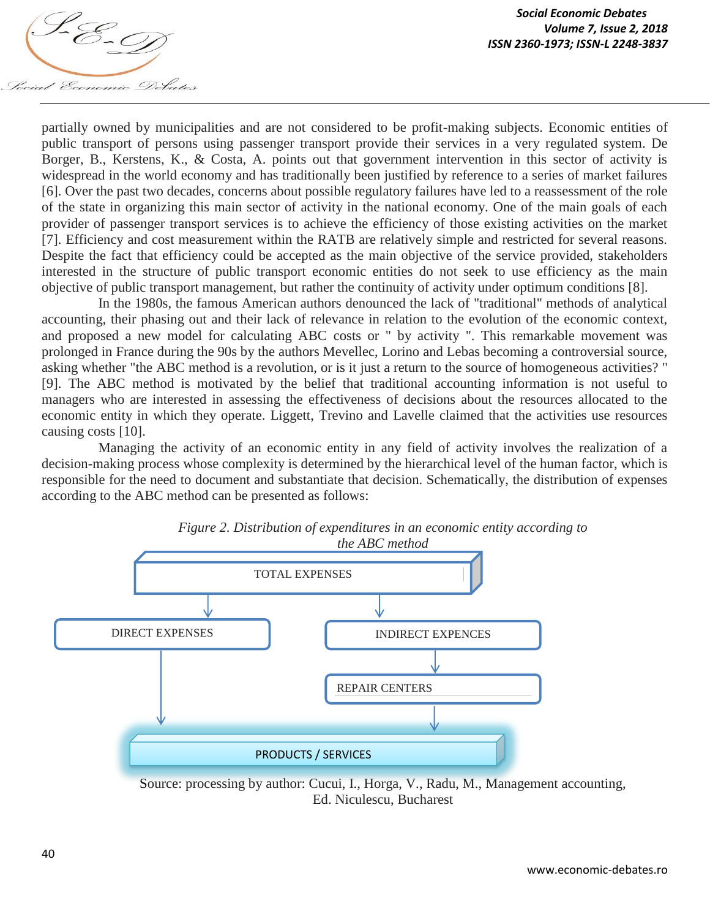partially owned by municipalities and are not considered to be profit-making subjects. Economic entities of public transport of persons using passenger transport provide their services in a very regulated system. De Borger, B., Kerstens, K., & Costa, A. points out that government intervention in this sector of activity is widespread in the world economy and has traditionally been justified by reference to a series of market failures [6]. Over the past two decades, concerns about possible regulatory failures have led to a reassessment of the role of the state in organizing this main sector of activity in the national economy. One of the main goals of each provider of passenger transport services is to achieve the efficiency of those existing activities on the market [7]. Efficiency and cost measurement within the RATB are relatively simple and restricted for several reasons. Despite the fact that efficiency could be accepted as the main objective of the service provided, stakeholders interested in the structure of public transport economic entities do not seek to use efficiency as the main objective of public transport management, but rather the continuity of activity under optimum conditions [8].

In the 1980s, the famous American authors denounced the lack of "traditional" methods of analytical accounting, their phasing out and their lack of relevance in relation to the evolution of the economic context, and proposed a new model for calculating ABC costs or " by activity ". This remarkable movement was prolonged in France during the 90s by the authors Mevellec, Lorino and Lebas becoming a controversial source, asking whether "the ABC method is a revolution, or is it just a return to the source of homogeneous activities? " [9]. The ABC method is motivated by the belief that traditional accounting information is not useful to managers who are interested in assessing the effectiveness of decisions about the resources allocated to the economic entity in which they operate. Liggett, Trevino and Lavelle claimed that the activities use resources causing costs [10].

Managing the activity of an economic entity in any field of activity involves the realization of a decision-making process whose complexity is determined by the hierarchical level of the human factor, which is responsible for the need to document and substantiate that decision. Schematically, the distribution of expenses according to the ABC method can be presented as follows:

*Figure 2. Distribution of expenditures in an economic entity according to the ABC method*

TOTAL EXPENSES

DIRECT EXPENSES

INDIRECT EXPENCES

REPAIR CENTERS

PRODUCTS / SERVICES

Source: processing by author: Cucui, I., Horga, V., Radu, M., Management accounting, Ed. Niculescu, Bucharest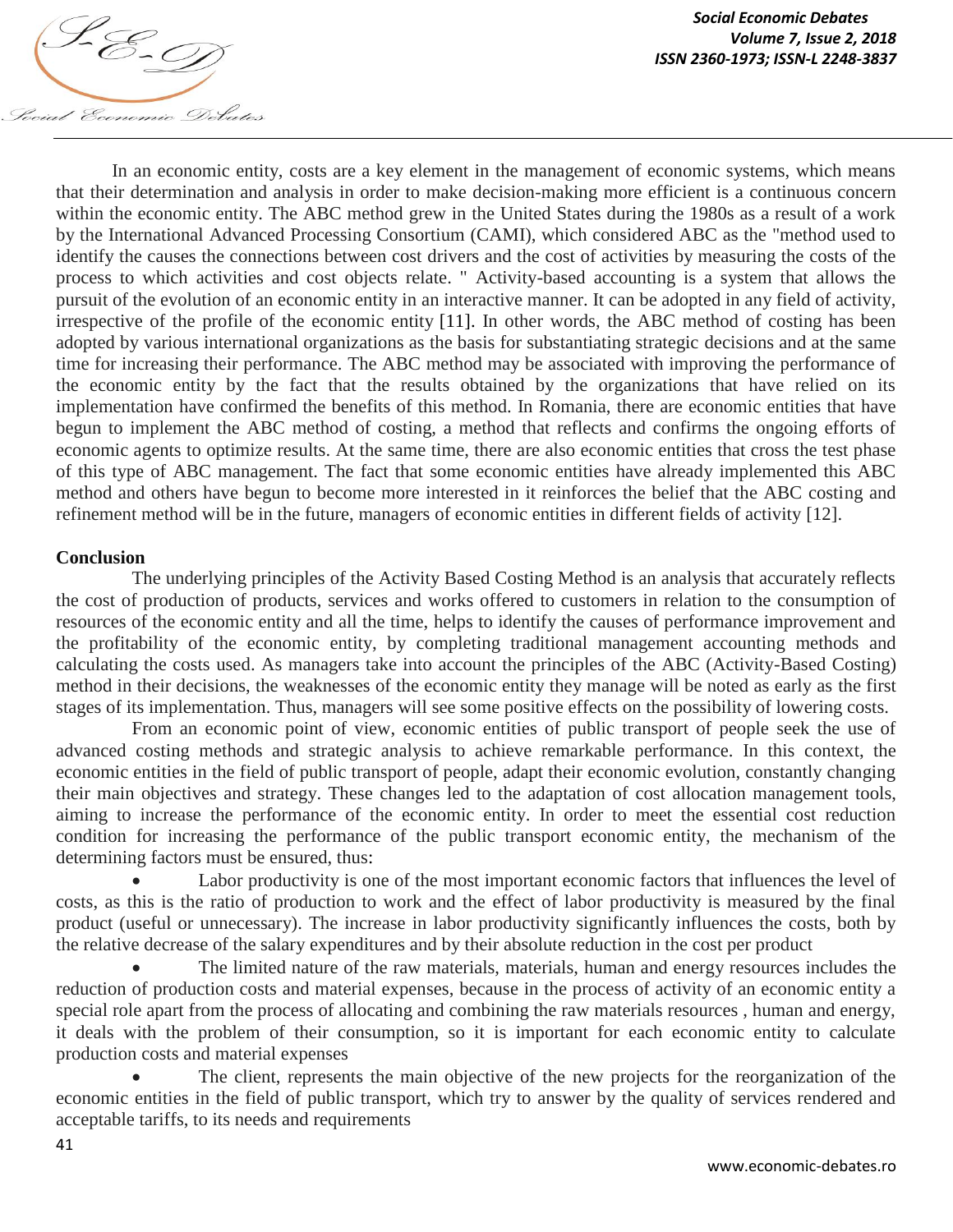In an economic entity, costs are a key element in the management of economic systems, which means that their determination and analysis in order to make decision-making more efficient is a continuous concern within the economic entity. The ABC method grew in the United States during the 1980s as a result of a work by the International Advanced Processing Consortium (CAMI), which considered ABC as the "method used to identify the causes the connections between cost drivers and the cost of activities by measuring the costs of the process to which activities and cost objects relate. " Activity-based accounting is a system that allows the pursuit of the evolution of an economic entity in an interactive manner. It can be adopted in any field of activity, irrespective of the profile of the economic entity [11]. In other words, the ABC method of costing has been adopted by various international organizations as the basis for substantiating strategic decisions and at the same time for increasing their performance. The ABC method may be associated with improving the performance of the economic entity by the fact that the results obtained by the organizations that have relied on its implementation have confirmed the benefits of this method. In Romania, there are economic entities that have begun to implement the ABC method of costing, a method that reflects and confirms the ongoing efforts of economic agents to optimize results. At the same time, there are also economic entities that cross the test phase of this type of ABC management. The fact that some economic entities have already implemented this ABC method and others have begun to become more interested in it reinforces the belief that the ABC costing and refinement method will be in the future, managers of economic entities in different fields of activity [12].

**Conclusion**

The underlying principles of the Activity Based Costing Method is an analysis that accurately reflects the cost of production of products, services and works offered to customers in relation to the consumption of resources of the economic entity and all the time, helps to identify the causes of performance improvement and the profitability of the economic entity, by completing traditional management accounting methods and calculating the costs used. As managers take into account the principles of the ABC (Activity-Based Costing) method in their decisions, the weaknesses of the economic entity they manage will be noted as early as the first stages of its implementation. Thus, managers will see some positive effects on the possibility of lowering costs.

From an economic point of view, economic entities of public transport of people seek the use of advanced costing methods and strategic analysis to achieve remarkable performance. In this context, the economic entities in the field of public transport of people, adapt their economic evolution, constantly changing their main objectives and strategy. These changes led to the adaptation of cost allocation management tools, aiming to increase the performance of the economic entity. In order to meet the essential cost reduction condition for increasing the performance of the public transport economic entity, the mechanism of the determining factors must be ensured, thus:

- Labor productivity is one of the most important economic factors that influences the level of costs, as this is the ratio of production to work and the effect of labor productivity is measured by the final product (useful or unnecessary). The increase in labor productivity significantly influences the costs, both by the relative decrease of the salary expenditures and by their absolute reduction in the cost per product
- The limited nature of the raw materials, materials, human and energy resources includes the reduction of production costs and material expenses, because in the process of activity of an economic entity a special role apart from the process of allocating and combining the raw materials resources , human and energy, it deals with the problem of their consumption, so it is important for each economic entity to calculate production costs and material expenses
- The client, represents the main objective of the new projects for the reorganization of the economic entities in the field of public transport, which try to answer by the quality of services rendered and acceptable tariffs, to its needs and requirements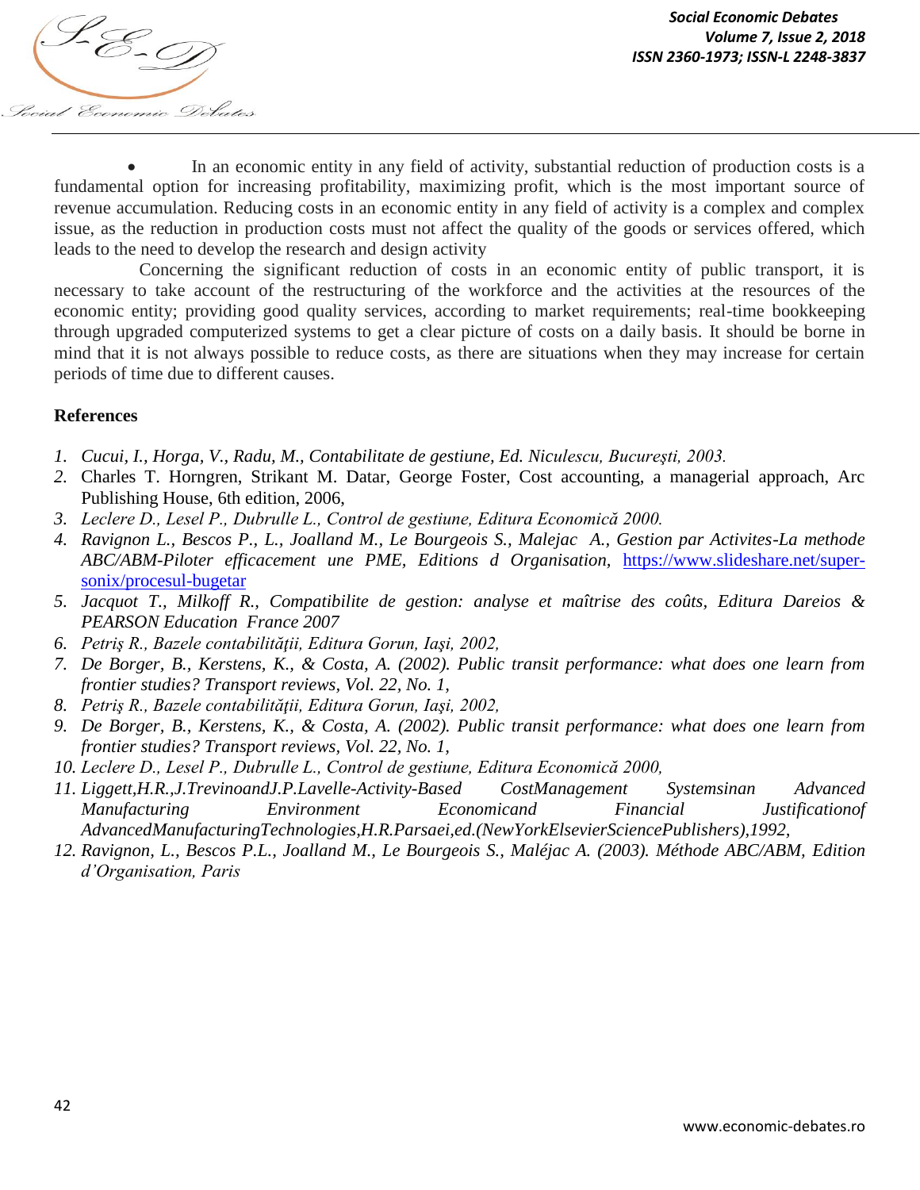- In an economic entity in any field of activity, substantial reduction of production costs is a fundamental option for increasing profitability, maximizing profit, which is the most important source of revenue accumulation. Reducing costs in an economic entity in any field of activity is a complex and complex issue, as the reduction in production costs must not affect the quality of the goods or services offered, which leads to the need to develop the research and design activity

Concerning the significant reduction of costs in an economic entity of public transport, it is necessary to take account of the restructuring of the workforce and the activities at the resources of the economic entity; providing good quality services, according to market requirements; real-time bookkeeping through upgraded computerized systems to get a clear picture of costs on a daily basis. It should be borne in mind that it is not always possible to reduce costs, as there are situations when they may increase for certain periods of time due to different causes.

**References**

1. *Cucui, I., Horga, V., Radu, M., Contabilitate de gestiune, Ed. Niculescu, Bucureşti, 2003.*
2. Charles T. Horngren, Strikant M. Datar, George Foster, Cost accounting, a managerial approach, Arc Publishing House, 6th edition, 2006,
3. *Leclere D., Lesel P., Dubrulle L., Control de gestiune, Editura Economică 2000.*
4. *Ravignon L., Bescos P., L., Joalland M., Le Bourgeois S., Malejac A., Gestion par Activites-La methode ABC/ABM-Piloter efficacement une PME, Editions d Organisation,* https://www.slideshare.net/super-sonix/procesul-bugetar
5. *Jacquot T., Milkoff R., Compatibilite de gestion: analyse et maîtrise des coûts, Editura Dareios & PEARSON Education France 2007*
6. *Petriş R., Bazele contabilităţii, Editura Gorun, Iaşi, 2002,*
7. *De Borger, B., Kerstens, K., & Costa, A. (2002). Public transit performance: what does one learn from frontier studies? Transport reviews, Vol. 22, No. 1,*
8. *Petriş R., Bazele contabilităţii, Editura Gorun, Iaşi, 2002,*
9. *De Borger, B., Kerstens, K., & Costa, A. (2002). Public transit performance: what does one learn from frontier studies? Transport reviews, Vol. 22, No. 1,*
10. *Leclere D., Lesel P., Dubrulle L., Control de gestiune, Editura Economică 2000,*
11. *Liggett,H.R.,J.TrevinoandJ.P.Lavelle-Activity-Based CostManagement Systemsinan Advanced Manufacturing Environment Economicand Financial Justificationof AdvancedManufacturingTechnologies,H.R.Parsaei,ed.(NewYorkElsevierSciencePublishers),1992,*
12. *Ravignon, L., Bescos P.L., Joalland M., Le Bourgeois S., Maléjac A. (2003). Méthode ABC/ABM, Edition d'Organisation, Paris*